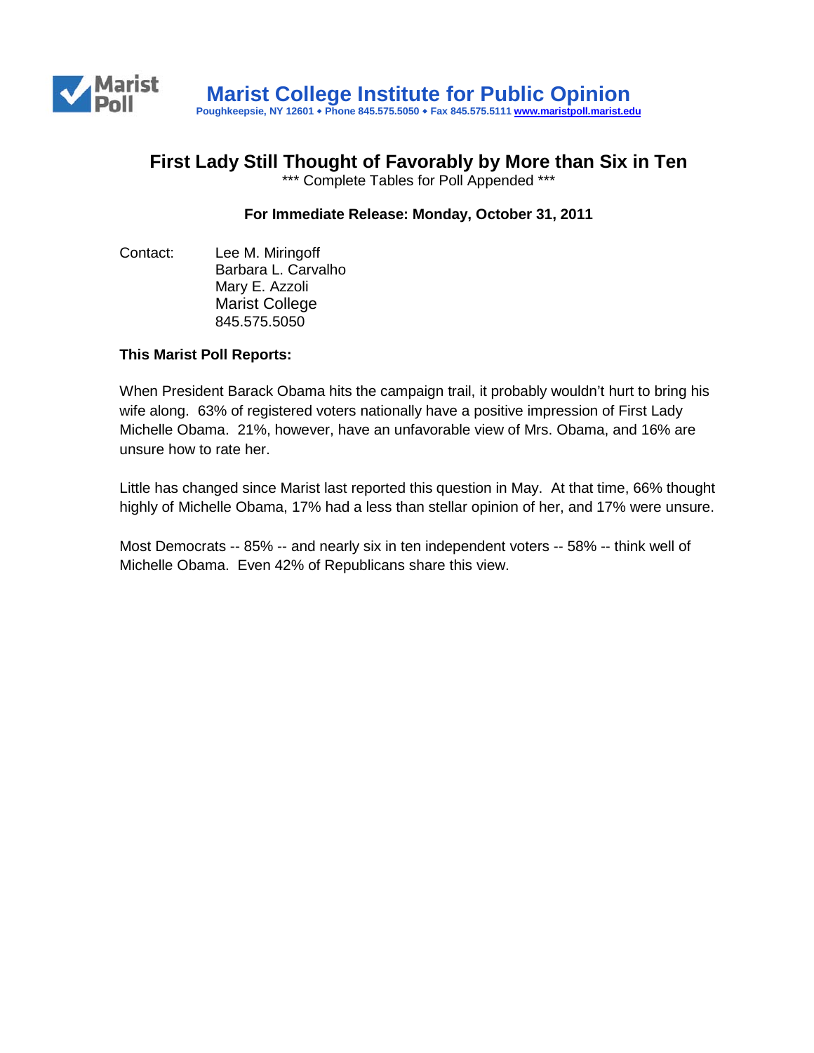# Marist College Institute for Public Opinion

Poughkeepsie, NY 12601 • Phone 845.575.5050 • Fax 845.575.5111 www.maristpoll.marist.edu

## First Lady Still Thought of Favorably by More than Six in Ten

*** Complete Tables for Poll Appended ***

**For Immediate Release: Monday, October 31, 2011**

Contact: Lee M. Miringoff
Barbara L. Carvalho
Mary E. Azzoli
Marist College
845.575.5050

**This Marist Poll Reports:**

When President Barack Obama hits the campaign trail, it probably wouldn't hurt to bring his wife along. 63% of registered voters nationally have a positive impression of First Lady Michelle Obama. 21%, however, have an unfavorable view of Mrs. Obama, and 16% are unsure how to rate her.

Little has changed since Marist last reported this question in May. At that time, 66% thought highly of Michelle Obama, 17% had a less than stellar opinion of her, and 17% were unsure.

Most Democrats -- 85% -- and nearly six in ten independent voters -- 58% -- think well of Michelle Obama. Even 42% of Republicans share this view.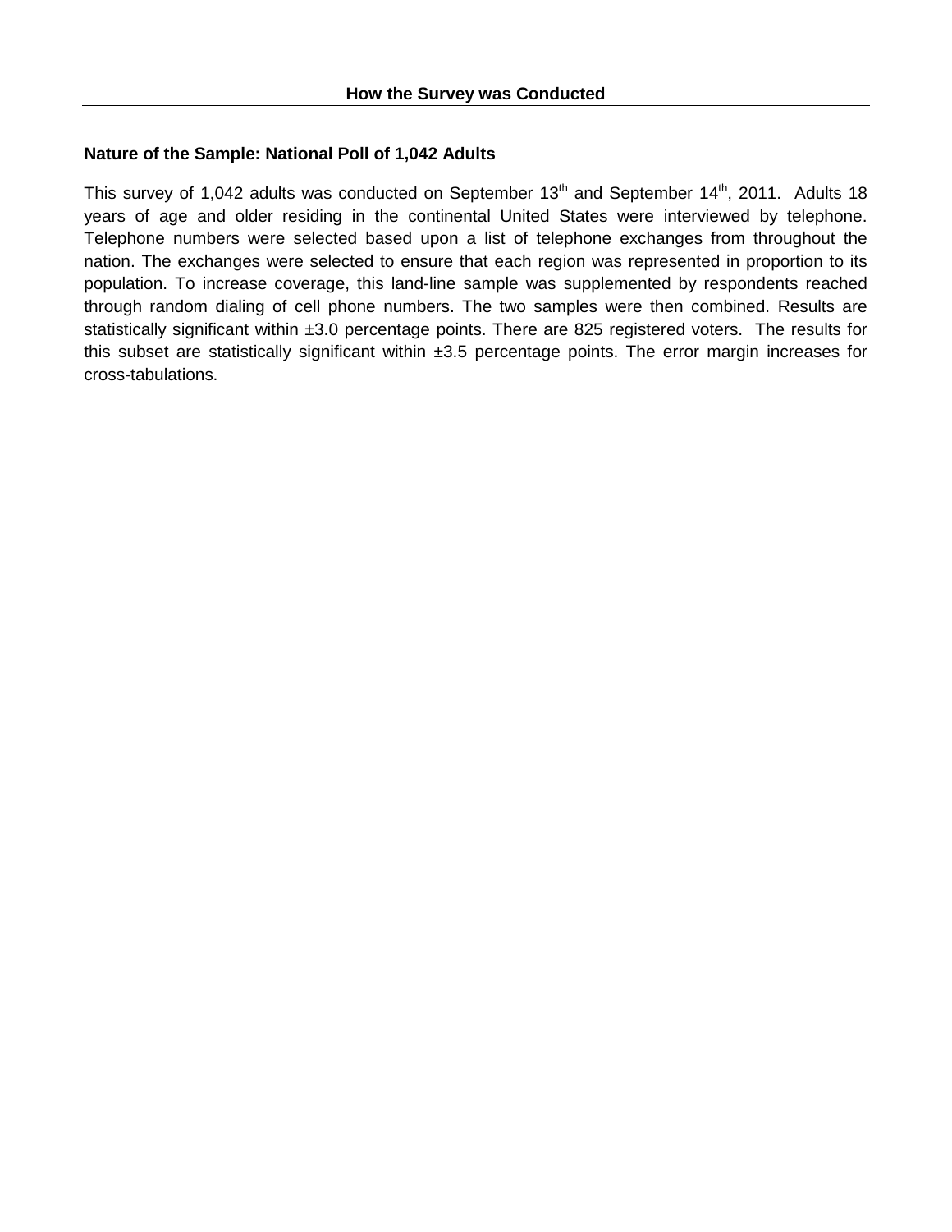## How the Survey was Conducted

### Nature of the Sample: National Poll of 1,042 Adults

This survey of 1,042 adults was conducted on September 13th and September 14th, 2011. Adults 18 years of age and older residing in the continental United States were interviewed by telephone. Telephone numbers were selected based upon a list of telephone exchanges from throughout the nation. The exchanges were selected to ensure that each region was represented in proportion to its population. To increase coverage, this land-line sample was supplemented by respondents reached through random dialing of cell phone numbers. The two samples were then combined. Results are statistically significant within ±3.0 percentage points. There are 825 registered voters. The results for this subset are statistically significant within ±3.5 percentage points. The error margin increases for cross-tabulations.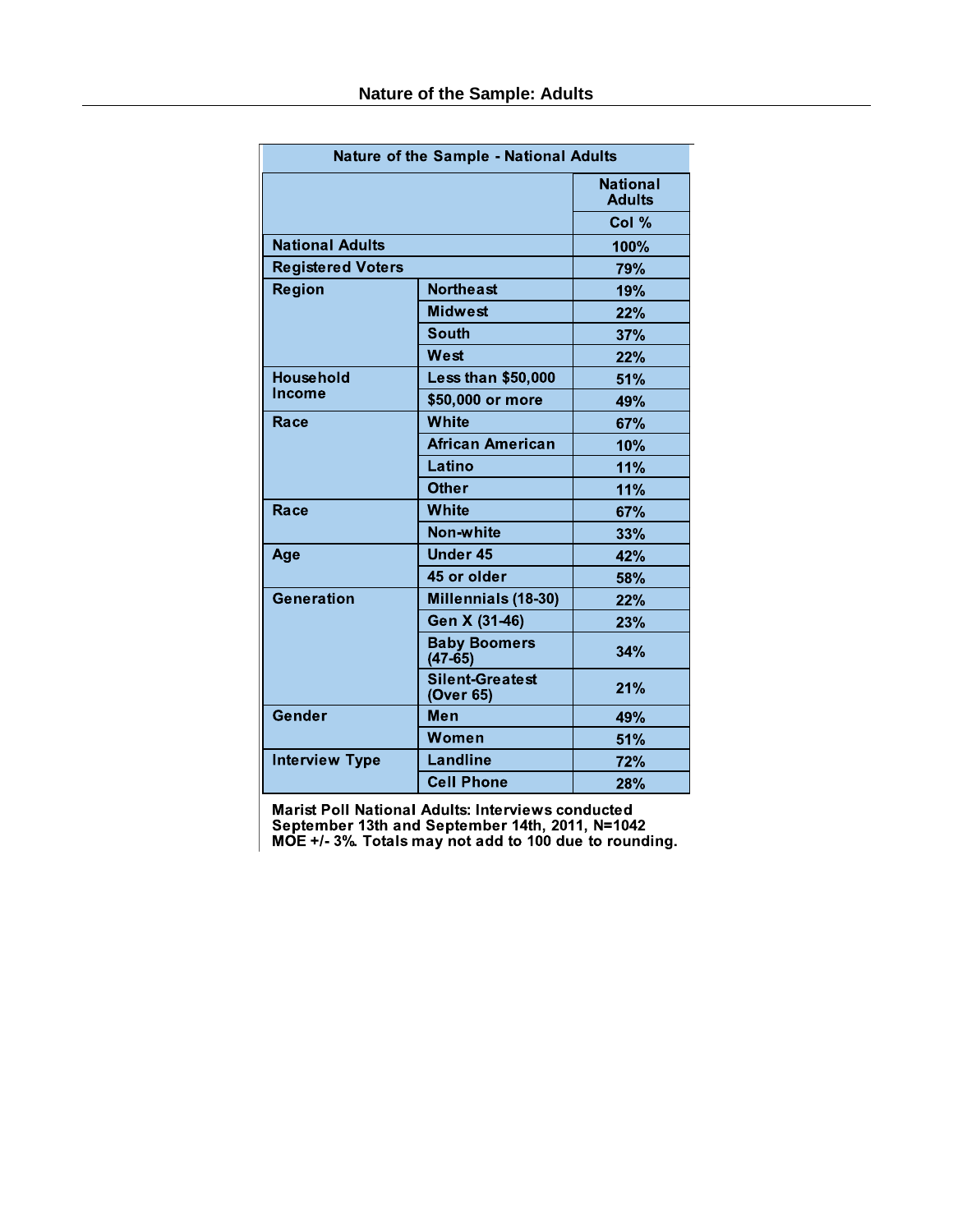## Nature of the Sample: Adults

| Nature of the Sample - National Adults | | |
|---|---|---|
| | | National Adults |
| | | Col % |
| National Adults | | 100% |
| Registered Voters | | 79% |
| Region | Northeast | 19% |
| | Midwest | 22% |
| | South | 37% |
| | West | 22% |
| Household Income | Less than $50,000 | 51% |
| | $50,000 or more | 49% |
| Race | White | 67% |
| | African American | 10% |
| | Latino | 11% |
| | Other | 11% |
| Race | White | 67% |
| | Non-white | 33% |
| Age | Under 45 | 42% |
| | 45 or older | 58% |
| Generation | Millennials (18-30) | 22% |
| | Gen X (31-46) | 23% |
| | Baby Boomers (47-65) | 34% |
| | Silent-Greatest (Over 65) | 21% |
| Gender | Men | 49% |
| | Women | 51% |
| Interview Type | Landline | 72% |
| | Cell Phone | 28% |

Marist Poll National Adults: Interviews conducted September 13th and September 14th, 2011, N=1042 MOE +/- 3%. Totals may not add to 100 due to rounding.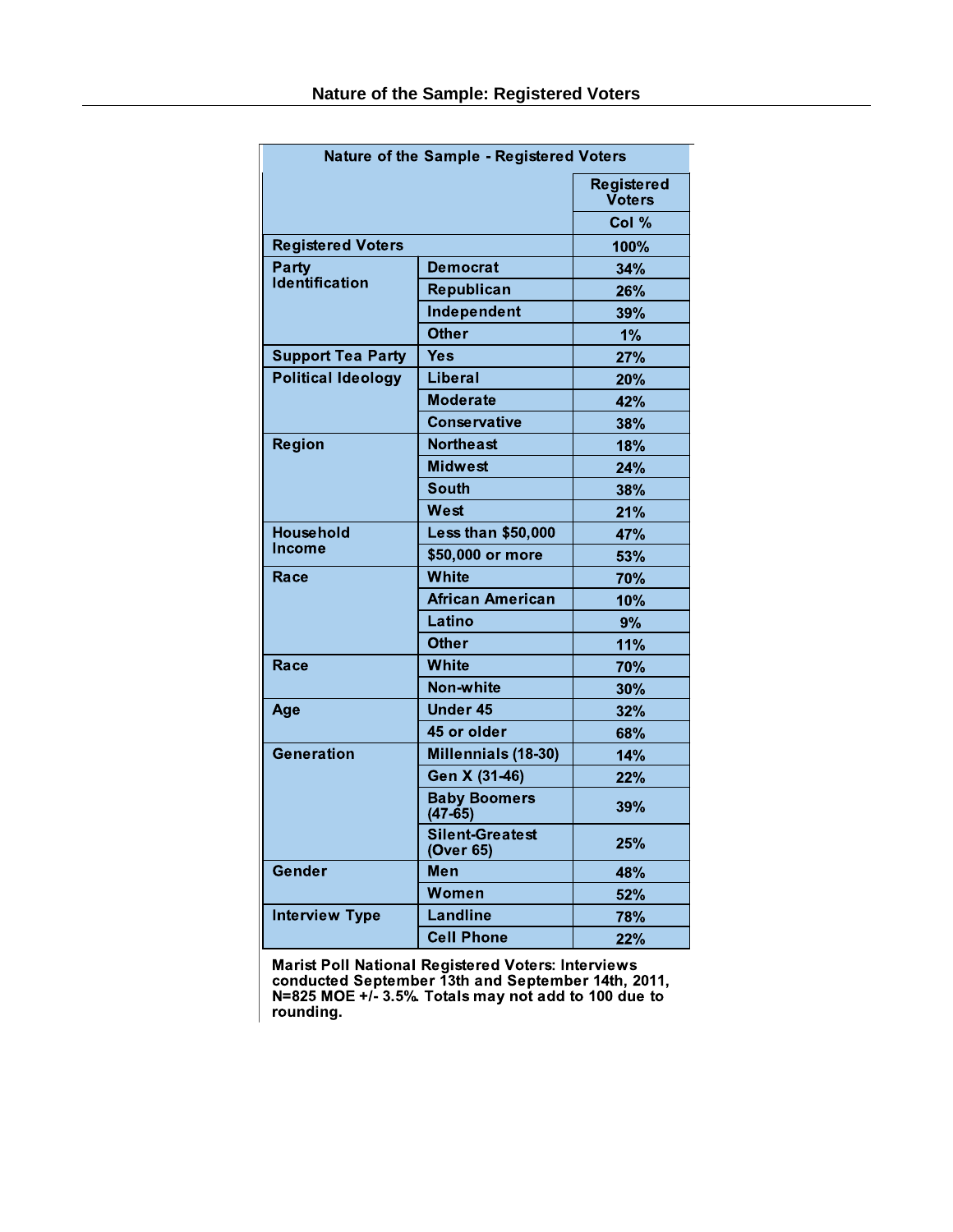## Nature of the Sample: Registered Voters

| Nature of the Sample - Registered Voters | | |
|---|---|---|
| | | Registered Voters |
| | | Col % |
| Registered Voters | | 100% |
| Party Identification | Democrat | 34% |
| | Republican | 26% |
| | Independent | 39% |
| | Other | 1% |
| Support Tea Party | Yes | 27% |
| Political Ideology | Liberal | 20% |
| | Moderate | 42% |
| | Conservative | 38% |
| Region | Northeast | 18% |
| | Midwest | 24% |
| | South | 38% |
| | West | 21% |
| Household Income | Less than $50,000 | 47% |
| | $50,000 or more | 53% |
| Race | White | 70% |
| | African American | 10% |
| | Latino | 9% |
| | Other | 11% |
| Race | White | 70% |
| | Non-white | 30% |
| Age | Under 45 | 32% |
| | 45 or older | 68% |
| Generation | Millennials (18-30) | 14% |
| | Gen X (31-46) | 22% |
| | Baby Boomers (47-65) | 39% |
| | Silent-Greatest (Over 65) | 25% |
| Gender | Men | 48% |
| | Women | 52% |
| Interview Type | Landline | 78% |
| | Cell Phone | 22% |

**Marist Poll National Registered Voters: Interviews conducted September 13th and September 14th, 2011, N=825 MOE +/- 3.5%. Totals may not add to 100 due to rounding.**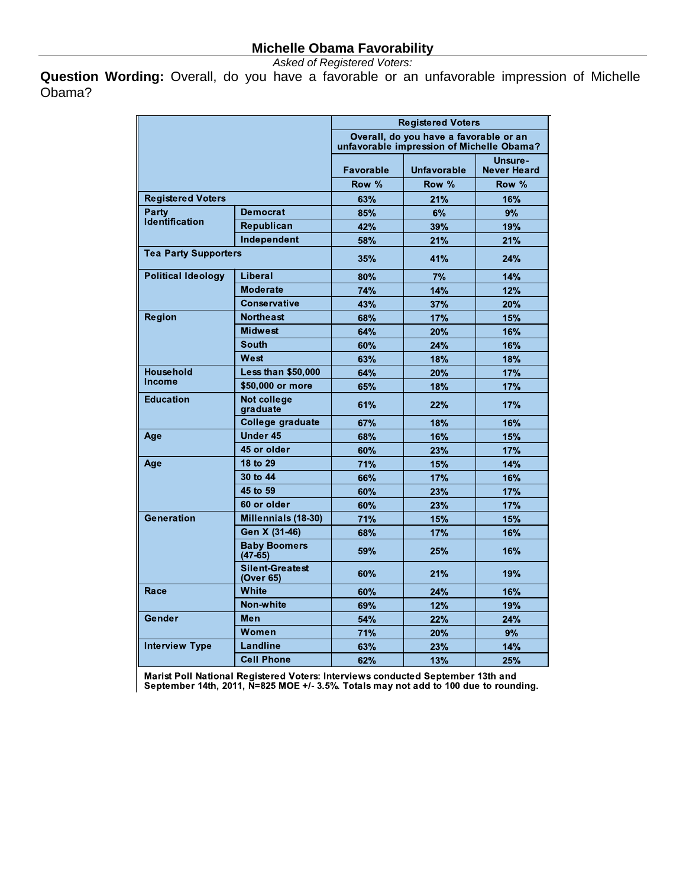## Michelle Obama Favorability

*Asked of Registered Voters:*

**Question Wording:** Overall, do you have a favorable or an unfavorable impression of Michelle Obama?

| | | Registered Voters | | |
|---|---|---|---|---|
| | | Overall, do you have a favorable or an unfavorable impression of Michelle Obama? | | |
| | | Favorable | Unfavorable | Unsure-Never Heard |
| | | Row % | Row % | Row % |
| **Registered Voters** | | 63% | 21% | 16% |
| **Party Identification** | Democrat | 85% | 6% | 9% |
| | Republican | 42% | 39% | 19% |
| | Independent | 58% | 21% | 21% |
| **Tea Party Supporters** | | 35% | 41% | 24% |
| **Political Ideology** | Liberal | 80% | 7% | 14% |
| | Moderate | 74% | 14% | 12% |
| | Conservative | 43% | 37% | 20% |
| **Region** | Northeast | 68% | 17% | 15% |
| | Midwest | 64% | 20% | 16% |
| | South | 60% | 24% | 16% |
| | West | 63% | 18% | 18% |
| **Household Income** | Less than $50,000 | 64% | 20% | 17% |
| | $50,000 or more | 65% | 18% | 17% |
| **Education** | Not college graduate | 61% | 22% | 17% |
| | College graduate | 67% | 18% | 16% |
| **Age** | Under 45 | 68% | 16% | 15% |
| | 45 or older | 60% | 23% | 17% |
| **Age** | 18 to 29 | 71% | 15% | 14% |
| | 30 to 44 | 66% | 17% | 16% |
| | 45 to 59 | 60% | 23% | 17% |
| | 60 or older | 60% | 23% | 17% |
| **Generation** | Millennials (18-30) | 71% | 15% | 15% |
| | Gen X (31-46) | 68% | 17% | 16% |
| | Baby Boomers (47-65) | 59% | 25% | 16% |
| | Silent-Greatest (Over 65) | 60% | 21% | 19% |
| **Race** | White | 60% | 24% | 16% |
| | Non-white | 69% | 12% | 19% |
| **Gender** | Men | 54% | 22% | 24% |
| | Women | 71% | 20% | 9% |
| **Interview Type** | Landline | 63% | 23% | 14% |
| | Cell Phone | 62% | 13% | 25% |

Marist Poll National Registered Voters: Interviews conducted September 13th and September 14th, 2011, N=825 MOE +/- 3.5%. Totals may not add to 100 due to rounding.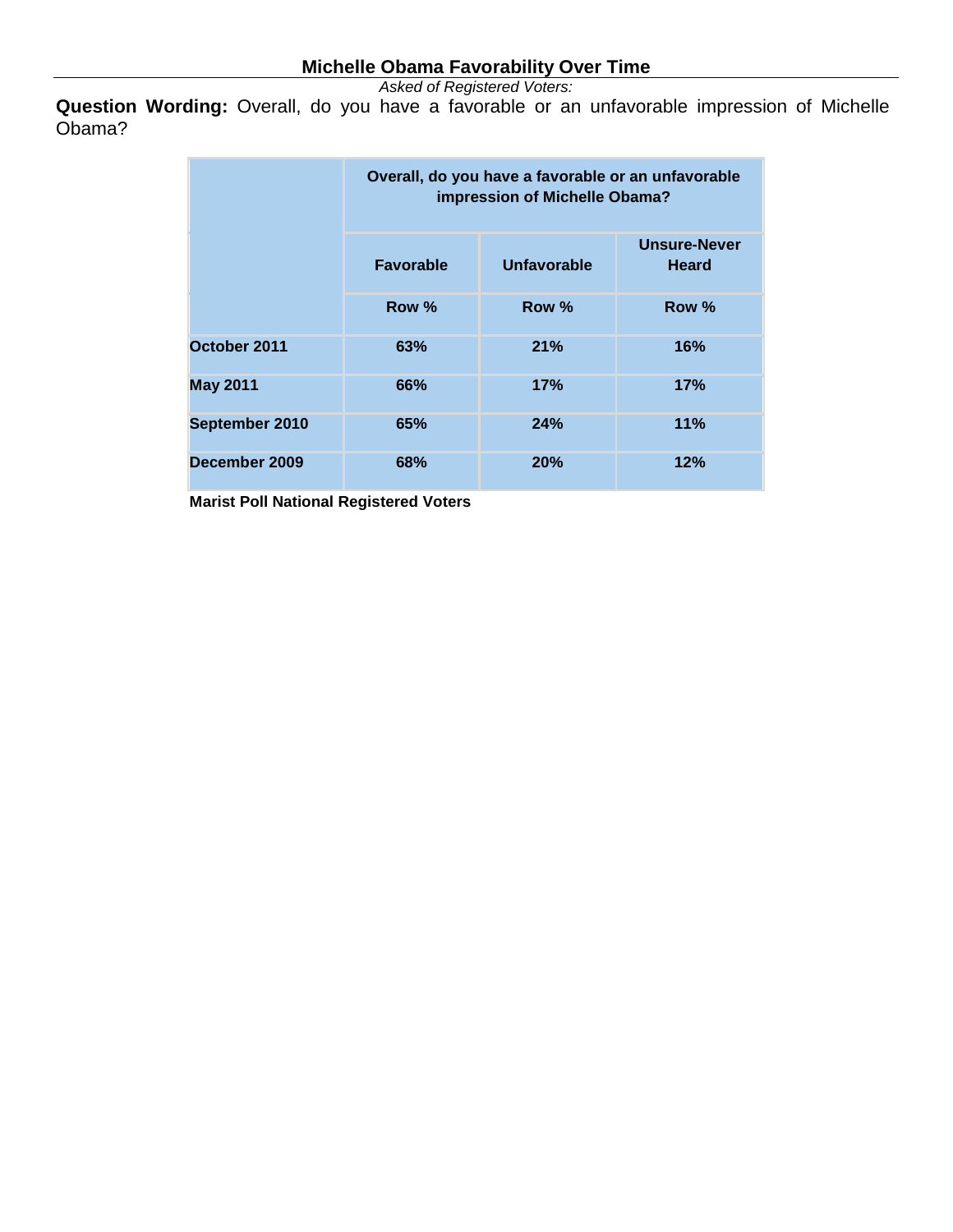## Michelle Obama Favorability Over Time

*Asked of Registered Voters:*

**Question Wording:** Overall, do you have a favorable or an unfavorable impression of Michelle Obama?

| | Overall, do you have a favorable or an unfavorable impression of Michelle Obama? | | |
|---|---|---|---|
| | **Favorable** | **Unfavorable** | **Unsure-Never Heard** |
| | **Row %** | **Row %** | **Row %** |
| **October 2011** | 63% | 21% | 16% |
| **May 2011** | 66% | 17% | 17% |
| **September 2010** | 65% | 24% | 11% |
| **December 2009** | 68% | 20% | 12% |

**Marist Poll National Registered Voters**